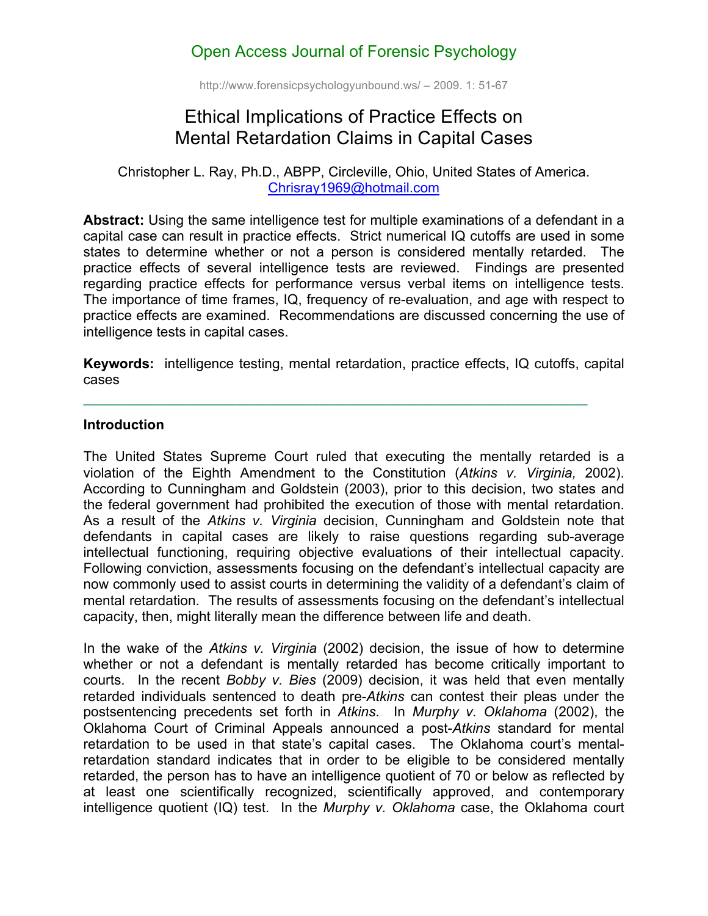# Ethical Implications of Practice Effects on Mental Retardation Claims in Capital Cases

Christopher L. Ray, Ph.D., ABPP, Circleville, Ohio, United States of America.
Chrisray1969@hotmail.com

**Abstract:** Using the same intelligence test for multiple examinations of a defendant in a capital case can result in practice effects. Strict numerical IQ cutoffs are used in some states to determine whether or not a person is considered mentally retarded. The practice effects of several intelligence tests are reviewed. Findings are presented regarding practice effects for performance versus verbal items on intelligence tests. The importance of time frames, IQ, frequency of re-evaluation, and age with respect to practice effects are examined. Recommendations are discussed concerning the use of intelligence tests in capital cases.

**Keywords:** intelligence testing, mental retardation, practice effects, IQ cutoffs, capital cases

---

## Introduction

The United States Supreme Court ruled that executing the mentally retarded is a violation of the Eighth Amendment to the Constitution (*Atkins v. Virginia,* 2002). According to Cunningham and Goldstein (2003), prior to this decision, two states and the federal government had prohibited the execution of those with mental retardation. As a result of the *Atkins v. Virginia* decision, Cunningham and Goldstein note that defendants in capital cases are likely to raise questions regarding sub-average intellectual functioning, requiring objective evaluations of their intellectual capacity. Following conviction, assessments focusing on the defendant's intellectual capacity are now commonly used to assist courts in determining the validity of a defendant's claim of mental retardation. The results of assessments focusing on the defendant's intellectual capacity, then, might literally mean the difference between life and death.

In the wake of the *Atkins v. Virginia* (2002) decision, the issue of how to determine whether or not a defendant is mentally retarded has become critically important to courts. In the recent *Bobby v. Bies* (2009) decision, it was held that even mentally retarded individuals sentenced to death pre-*Atkins* can contest their pleas under the postsentencing precedents set forth in *Atkins*. In *Murphy v. Oklahoma* (2002), the Oklahoma Court of Criminal Appeals announced a post-*Atkins* standard for mental retardation to be used in that state's capital cases. The Oklahoma court's mental-retardation standard indicates that in order to be eligible to be considered mentally retarded, the person has to have an intelligence quotient of 70 or below as reflected by at least one scientifically recognized, scientifically approved, and contemporary intelligence quotient (IQ) test. In the *Murphy v. Oklahoma* case, the Oklahoma court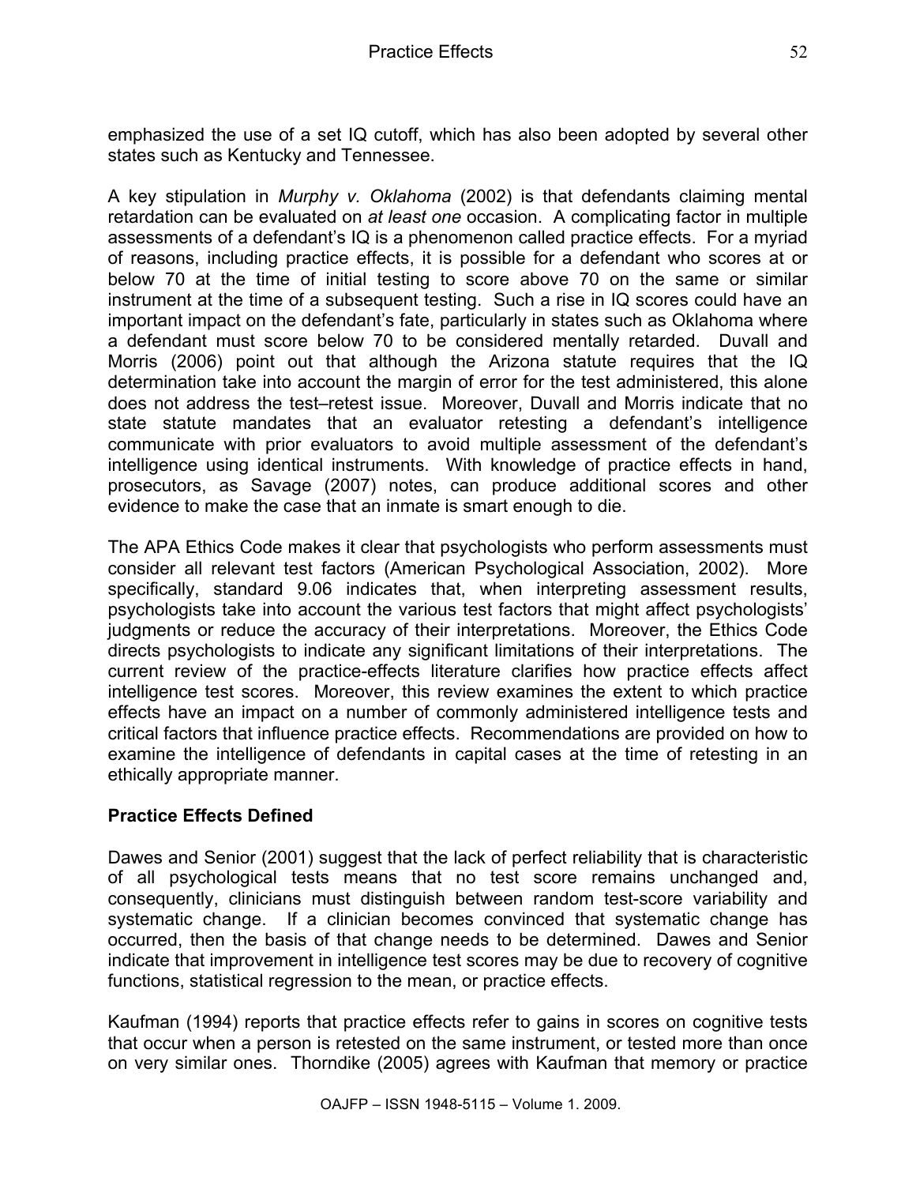emphasized the use of a set IQ cutoff, which has also been adopted by several other states such as Kentucky and Tennessee.

A key stipulation in *Murphy v. Oklahoma* (2002) is that defendants claiming mental retardation can be evaluated on *at least one* occasion. A complicating factor in multiple assessments of a defendant's IQ is a phenomenon called practice effects. For a myriad of reasons, including practice effects, it is possible for a defendant who scores at or below 70 at the time of initial testing to score above 70 on the same or similar instrument at the time of a subsequent testing. Such a rise in IQ scores could have an important impact on the defendant's fate, particularly in states such as Oklahoma where a defendant must score below 70 to be considered mentally retarded. Duvall and Morris (2006) point out that although the Arizona statute requires that the IQ determination take into account the margin of error for the test administered, this alone does not address the test–retest issue. Moreover, Duvall and Morris indicate that no state statute mandates that an evaluator retesting a defendant's intelligence communicate with prior evaluators to avoid multiple assessment of the defendant's intelligence using identical instruments. With knowledge of practice effects in hand, prosecutors, as Savage (2007) notes, can produce additional scores and other evidence to make the case that an inmate is smart enough to die.

The APA Ethics Code makes it clear that psychologists who perform assessments must consider all relevant test factors (American Psychological Association, 2002). More specifically, standard 9.06 indicates that, when interpreting assessment results, psychologists take into account the various test factors that might affect psychologists' judgments or reduce the accuracy of their interpretations. Moreover, the Ethics Code directs psychologists to indicate any significant limitations of their interpretations. The current review of the practice-effects literature clarifies how practice effects affect intelligence test scores. Moreover, this review examines the extent to which practice effects have an impact on a number of commonly administered intelligence tests and critical factors that influence practice effects. Recommendations are provided on how to examine the intelligence of defendants in capital cases at the time of retesting in an ethically appropriate manner.

## Practice Effects Defined

Dawes and Senior (2001) suggest that the lack of perfect reliability that is characteristic of all psychological tests means that no test score remains unchanged and, consequently, clinicians must distinguish between random test-score variability and systematic change. If a clinician becomes convinced that systematic change has occurred, then the basis of that change needs to be determined. Dawes and Senior indicate that improvement in intelligence test scores may be due to recovery of cognitive functions, statistical regression to the mean, or practice effects.

Kaufman (1994) reports that practice effects refer to gains in scores on cognitive tests that occur when a person is retested on the same instrument, or tested more than once on very similar ones. Thorndike (2005) agrees with Kaufman that memory or practice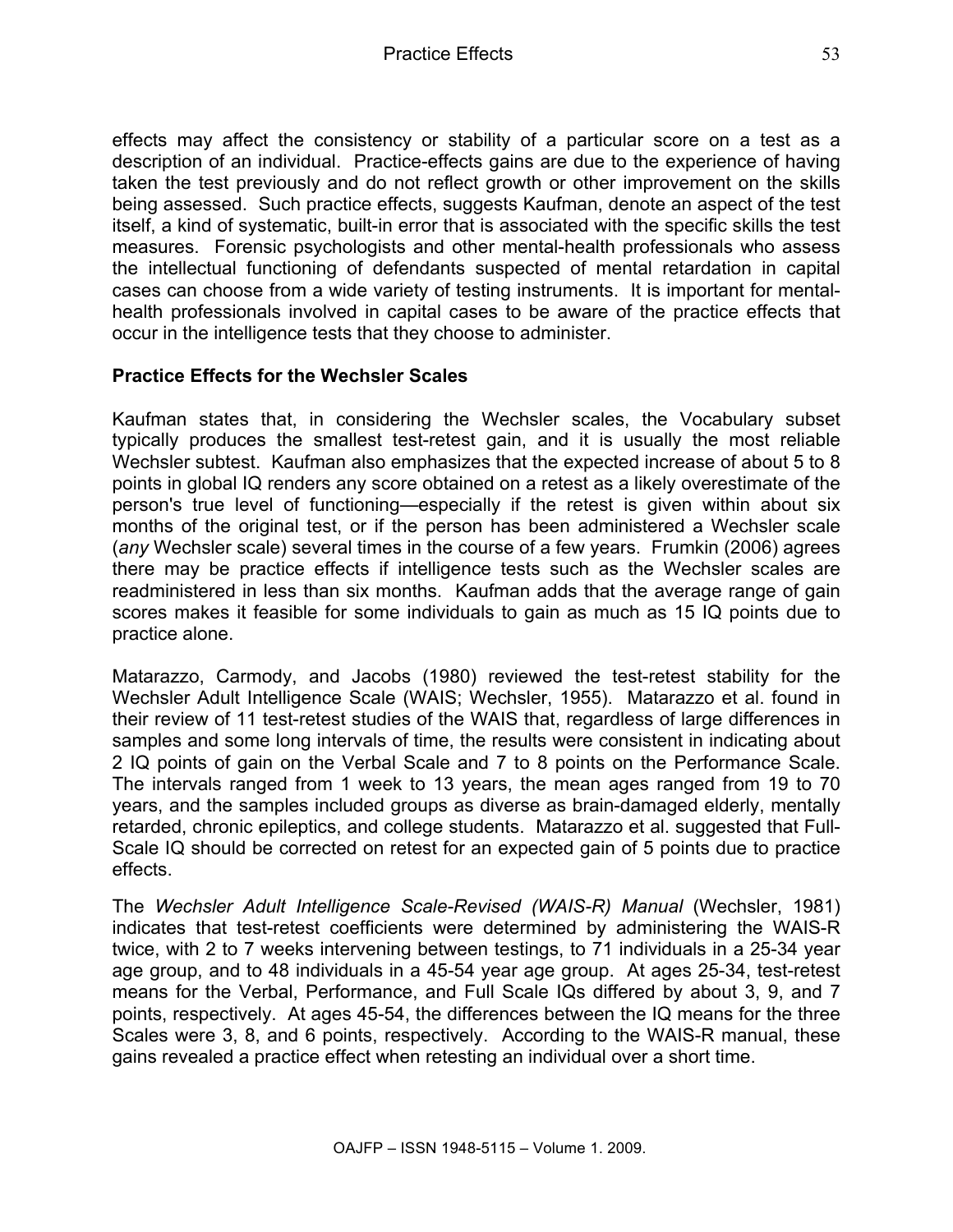effects may affect the consistency or stability of a particular score on a test as a description of an individual. Practice-effects gains are due to the experience of having taken the test previously and do not reflect growth or other improvement on the skills being assessed. Such practice effects, suggests Kaufman, denote an aspect of the test itself, a kind of systematic, built-in error that is associated with the specific skills the test measures. Forensic psychologists and other mental-health professionals who assess the intellectual functioning of defendants suspected of mental retardation in capital cases can choose from a wide variety of testing instruments. It is important for mental-health professionals involved in capital cases to be aware of the practice effects that occur in the intelligence tests that they choose to administer.

## Practice Effects for the Wechsler Scales

Kaufman states that, in considering the Wechsler scales, the Vocabulary subset typically produces the smallest test-retest gain, and it is usually the most reliable Wechsler subtest. Kaufman also emphasizes that the expected increase of about 5 to 8 points in global IQ renders any score obtained on a retest as a likely overestimate of the person's true level of functioning—especially if the retest is given within about six months of the original test, or if the person has been administered a Wechsler scale (*any* Wechsler scale) several times in the course of a few years. Frumkin (2006) agrees there may be practice effects if intelligence tests such as the Wechsler scales are readministered in less than six months. Kaufman adds that the average range of gain scores makes it feasible for some individuals to gain as much as 15 IQ points due to practice alone.

Matarazzo, Carmody, and Jacobs (1980) reviewed the test-retest stability for the Wechsler Adult Intelligence Scale (WAIS; Wechsler, 1955). Matarazzo et al. found in their review of 11 test-retest studies of the WAIS that, regardless of large differences in samples and some long intervals of time, the results were consistent in indicating about 2 IQ points of gain on the Verbal Scale and 7 to 8 points on the Performance Scale. The intervals ranged from 1 week to 13 years, the mean ages ranged from 19 to 70 years, and the samples included groups as diverse as brain-damaged elderly, mentally retarded, chronic epileptics, and college students. Matarazzo et al. suggested that Full-Scale IQ should be corrected on retest for an expected gain of 5 points due to practice effects.

The *Wechsler Adult Intelligence Scale-Revised (WAIS-R) Manual* (Wechsler, 1981) indicates that test-retest coefficients were determined by administering the WAIS-R twice, with 2 to 7 weeks intervening between testings, to 71 individuals in a 25-34 year age group, and to 48 individuals in a 45-54 year age group. At ages 25-34, test-retest means for the Verbal, Performance, and Full Scale IQs differed by about 3, 9, and 7 points, respectively. At ages 45-54, the differences between the IQ means for the three Scales were 3, 8, and 6 points, respectively. According to the WAIS-R manual, these gains revealed a practice effect when retesting an individual over a short time.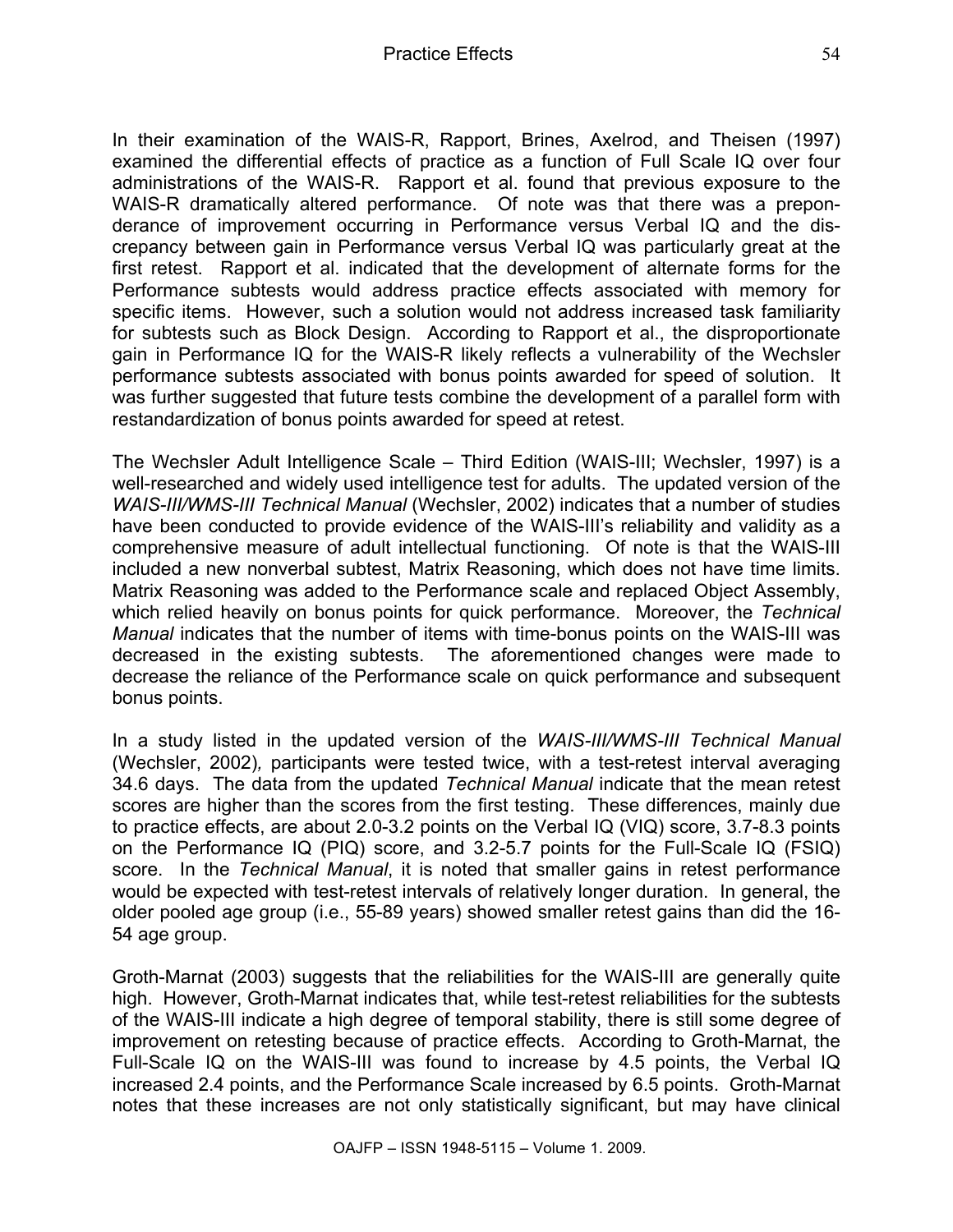In their examination of the WAIS-R, Rapport, Brines, Axelrod, and Theisen (1997) examined the differential effects of practice as a function of Full Scale IQ over four administrations of the WAIS-R. Rapport et al. found that previous exposure to the WAIS-R dramatically altered performance. Of note was that there was a preponderance of improvement occurring in Performance versus Verbal IQ and the discrepancy between gain in Performance versus Verbal IQ was particularly great at the first retest. Rapport et al. indicated that the development of alternate forms for the Performance subtests would address practice effects associated with memory for specific items. However, such a solution would not address increased task familiarity for subtests such as Block Design. According to Rapport et al., the disproportionate gain in Performance IQ for the WAIS-R likely reflects a vulnerability of the Wechsler performance subtests associated with bonus points awarded for speed of solution. It was further suggested that future tests combine the development of a parallel form with restandardization of bonus points awarded for speed at retest.

The Wechsler Adult Intelligence Scale – Third Edition (WAIS-III; Wechsler, 1997) is a well-researched and widely used intelligence test for adults. The updated version of the *WAIS-III/WMS-III Technical Manual* (Wechsler, 2002) indicates that a number of studies have been conducted to provide evidence of the WAIS-III's reliability and validity as a comprehensive measure of adult intellectual functioning. Of note is that the WAIS-III included a new nonverbal subtest, Matrix Reasoning, which does not have time limits. Matrix Reasoning was added to the Performance scale and replaced Object Assembly, which relied heavily on bonus points for quick performance. Moreover, the *Technical Manual* indicates that the number of items with time-bonus points on the WAIS-III was decreased in the existing subtests. The aforementioned changes were made to decrease the reliance of the Performance scale on quick performance and subsequent bonus points.

In a study listed in the updated version of the *WAIS-III/WMS-III Technical Manual* (Wechsler, 2002)*,* participants were tested twice, with a test-retest interval averaging 34.6 days. The data from the updated *Technical Manual* indicate that the mean retest scores are higher than the scores from the first testing. These differences, mainly due to practice effects, are about 2.0-3.2 points on the Verbal IQ (VIQ) score, 3.7-8.3 points on the Performance IQ (PIQ) score, and 3.2-5.7 points for the Full-Scale IQ (FSIQ) score. In the *Technical Manual*, it is noted that smaller gains in retest performance would be expected with test-retest intervals of relatively longer duration. In general, the older pooled age group (i.e., 55-89 years) showed smaller retest gains than did the 16-54 age group.

Groth-Marnat (2003) suggests that the reliabilities for the WAIS-III are generally quite high. However, Groth-Marnat indicates that, while test-retest reliabilities for the subtests of the WAIS-III indicate a high degree of temporal stability, there is still some degree of improvement on retesting because of practice effects. According to Groth-Marnat, the Full-Scale IQ on the WAIS-III was found to increase by 4.5 points, the Verbal IQ increased 2.4 points, and the Performance Scale increased by 6.5 points. Groth-Marnat notes that these increases are not only statistically significant, but may have clinical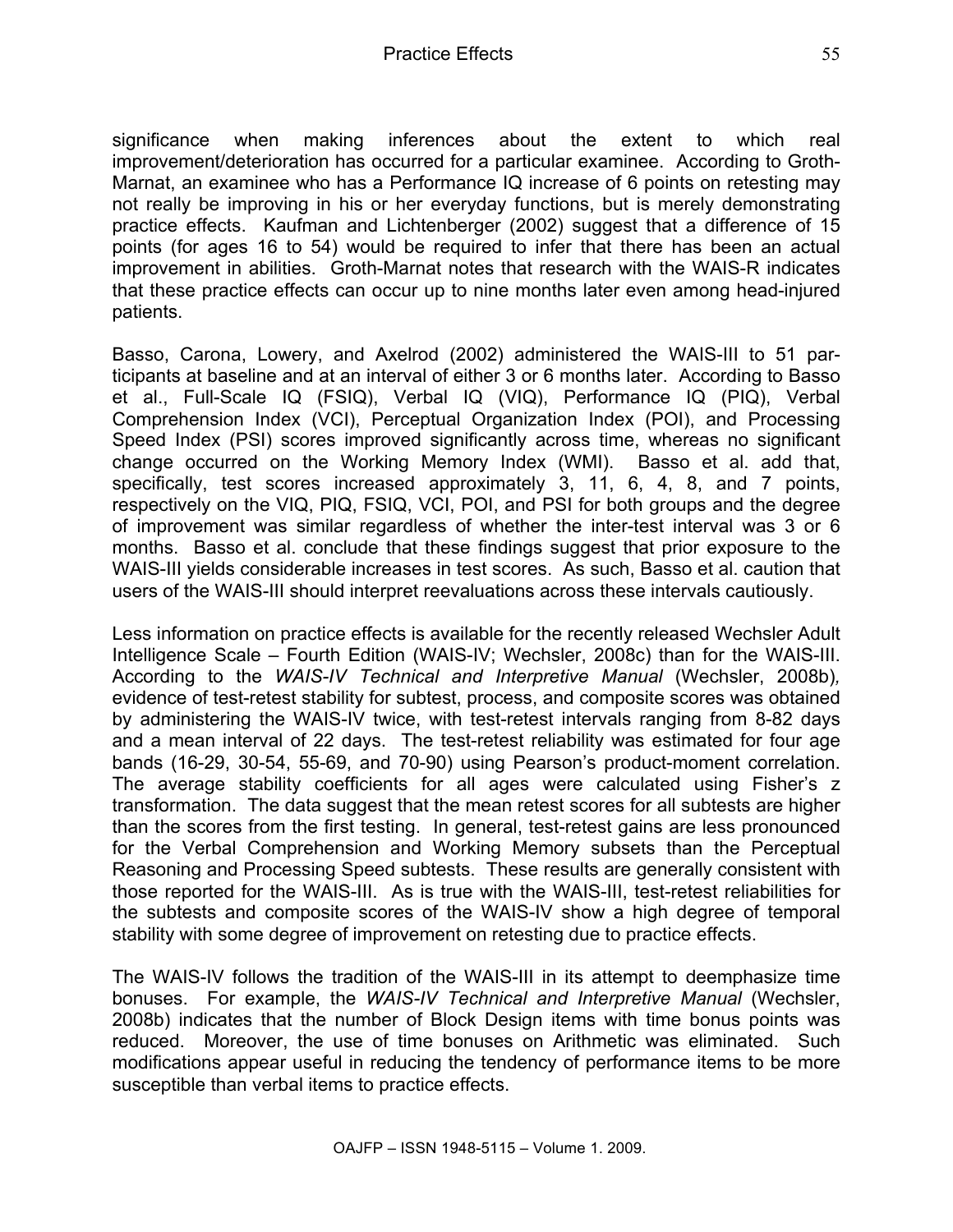significance when making inferences about the extent to which real improvement/deterioration has occurred for a particular examinee. According to Groth-Marnat, an examinee who has a Performance IQ increase of 6 points on retesting may not really be improving in his or her everyday functions, but is merely demonstrating practice effects. Kaufman and Lichtenberger (2002) suggest that a difference of 15 points (for ages 16 to 54) would be required to infer that there has been an actual improvement in abilities. Groth-Marnat notes that research with the WAIS-R indicates that these practice effects can occur up to nine months later even among head-injured patients.

Basso, Carona, Lowery, and Axelrod (2002) administered the WAIS-III to 51 participants at baseline and at an interval of either 3 or 6 months later. According to Basso et al., Full-Scale IQ (FSIQ), Verbal IQ (VIQ), Performance IQ (PIQ), Verbal Comprehension Index (VCI), Perceptual Organization Index (POI), and Processing Speed Index (PSI) scores improved significantly across time, whereas no significant change occurred on the Working Memory Index (WMI). Basso et al. add that, specifically, test scores increased approximately 3, 11, 6, 4, 8, and 7 points, respectively on the VIQ, PIQ, FSIQ, VCI, POI, and PSI for both groups and the degree of improvement was similar regardless of whether the inter-test interval was 3 or 6 months. Basso et al. conclude that these findings suggest that prior exposure to the WAIS-III yields considerable increases in test scores. As such, Basso et al. caution that users of the WAIS-III should interpret reevaluations across these intervals cautiously.

Less information on practice effects is available for the recently released Wechsler Adult Intelligence Scale – Fourth Edition (WAIS-IV; Wechsler, 2008c) than for the WAIS-III. According to the *WAIS-IV Technical and Interpretive Manual* (Wechsler, 2008b), evidence of test-retest stability for subtest, process, and composite scores was obtained by administering the WAIS-IV twice, with test-retest intervals ranging from 8-82 days and a mean interval of 22 days. The test-retest reliability was estimated for four age bands (16-29, 30-54, 55-69, and 70-90) using Pearson's product-moment correlation. The average stability coefficients for all ages were calculated using Fisher's z transformation. The data suggest that the mean retest scores for all subtests are higher than the scores from the first testing. In general, test-retest gains are less pronounced for the Verbal Comprehension and Working Memory subsets than the Perceptual Reasoning and Processing Speed subtests. These results are generally consistent with those reported for the WAIS-III. As is true with the WAIS-III, test-retest reliabilities for the subtests and composite scores of the WAIS-IV show a high degree of temporal stability with some degree of improvement on retesting due to practice effects.

The WAIS-IV follows the tradition of the WAIS-III in its attempt to deemphasize time bonuses. For example, the *WAIS-IV Technical and Interpretive Manual* (Wechsler, 2008b) indicates that the number of Block Design items with time bonus points was reduced. Moreover, the use of time bonuses on Arithmetic was eliminated. Such modifications appear useful in reducing the tendency of performance items to be more susceptible than verbal items to practice effects.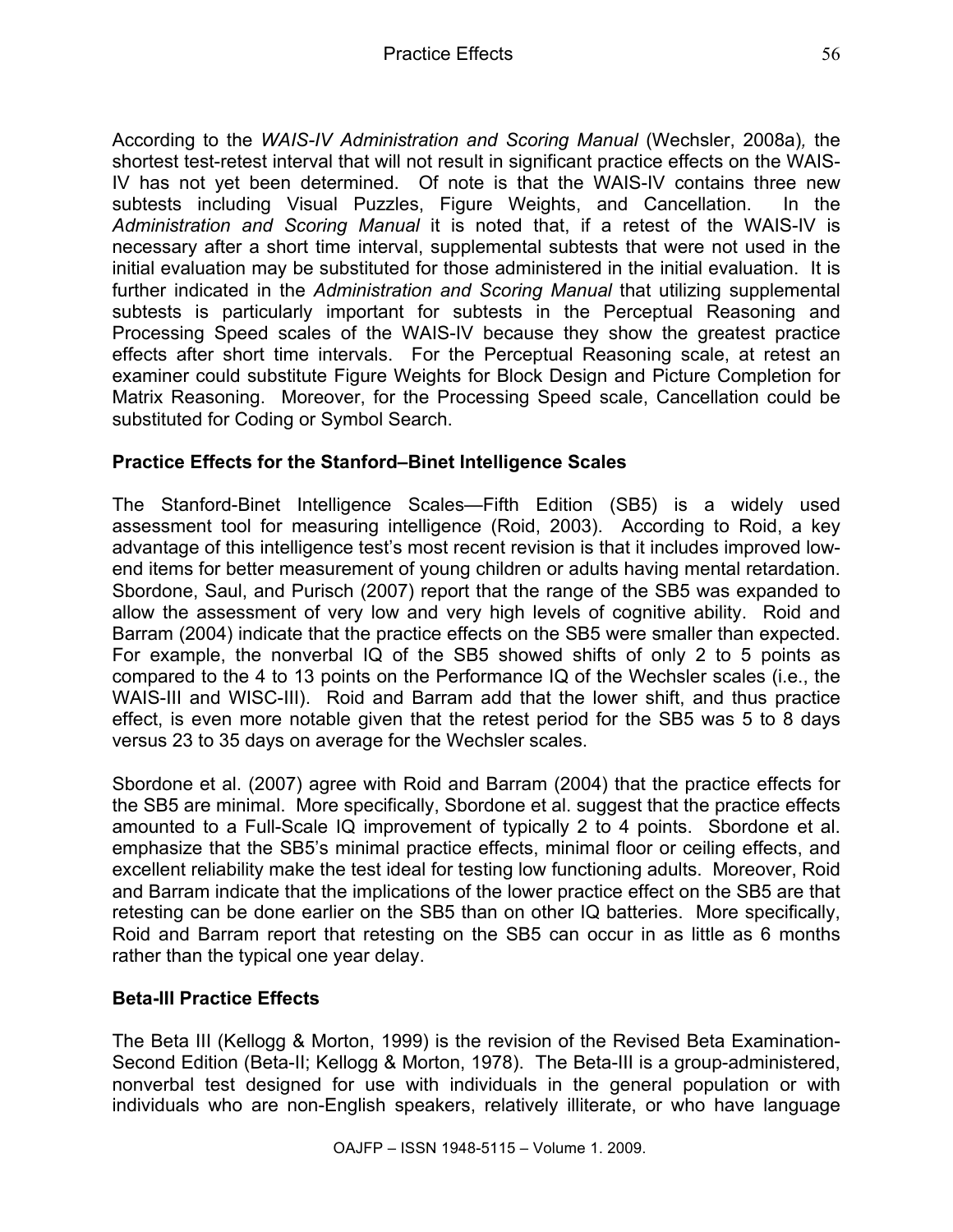According to the *WAIS-IV Administration and Scoring Manual* (Wechsler, 2008a)*,* the shortest test-retest interval that will not result in significant practice effects on the WAIS-IV has not yet been determined. Of note is that the WAIS-IV contains three new subtests including Visual Puzzles, Figure Weights, and Cancellation. In the *Administration and Scoring Manual* it is noted that, if a retest of the WAIS-IV is necessary after a short time interval, supplemental subtests that were not used in the initial evaluation may be substituted for those administered in the initial evaluation. It is further indicated in the *Administration and Scoring Manual* that utilizing supplemental subtests is particularly important for subtests in the Perceptual Reasoning and Processing Speed scales of the WAIS-IV because they show the greatest practice effects after short time intervals. For the Perceptual Reasoning scale, at retest an examiner could substitute Figure Weights for Block Design and Picture Completion for Matrix Reasoning. Moreover, for the Processing Speed scale, Cancellation could be substituted for Coding or Symbol Search.

## Practice Effects for the Stanford–Binet Intelligence Scales

The Stanford-Binet Intelligence Scales—Fifth Edition (SB5) is a widely used assessment tool for measuring intelligence (Roid, 2003). According to Roid, a key advantage of this intelligence test's most recent revision is that it includes improved low-end items for better measurement of young children or adults having mental retardation. Sbordone, Saul, and Purisch (2007) report that the range of the SB5 was expanded to allow the assessment of very low and very high levels of cognitive ability. Roid and Barram (2004) indicate that the practice effects on the SB5 were smaller than expected. For example, the nonverbal IQ of the SB5 showed shifts of only 2 to 5 points as compared to the 4 to 13 points on the Performance IQ of the Wechsler scales (i.e., the WAIS-III and WISC-III). Roid and Barram add that the lower shift, and thus practice effect, is even more notable given that the retest period for the SB5 was 5 to 8 days versus 23 to 35 days on average for the Wechsler scales.

Sbordone et al. (2007) agree with Roid and Barram (2004) that the practice effects for the SB5 are minimal. More specifically, Sbordone et al. suggest that the practice effects amounted to a Full-Scale IQ improvement of typically 2 to 4 points. Sbordone et al. emphasize that the SB5's minimal practice effects, minimal floor or ceiling effects, and excellent reliability make the test ideal for testing low functioning adults. Moreover, Roid and Barram indicate that the implications of the lower practice effect on the SB5 are that retesting can be done earlier on the SB5 than on other IQ batteries. More specifically, Roid and Barram report that retesting on the SB5 can occur in as little as 6 months rather than the typical one year delay.

## Beta-III Practice Effects

The Beta III (Kellogg & Morton, 1999) is the revision of the Revised Beta Examination-Second Edition (Beta-II; Kellogg & Morton, 1978). The Beta-III is a group-administered, nonverbal test designed for use with individuals in the general population or with individuals who are non-English speakers, relatively illiterate, or who have language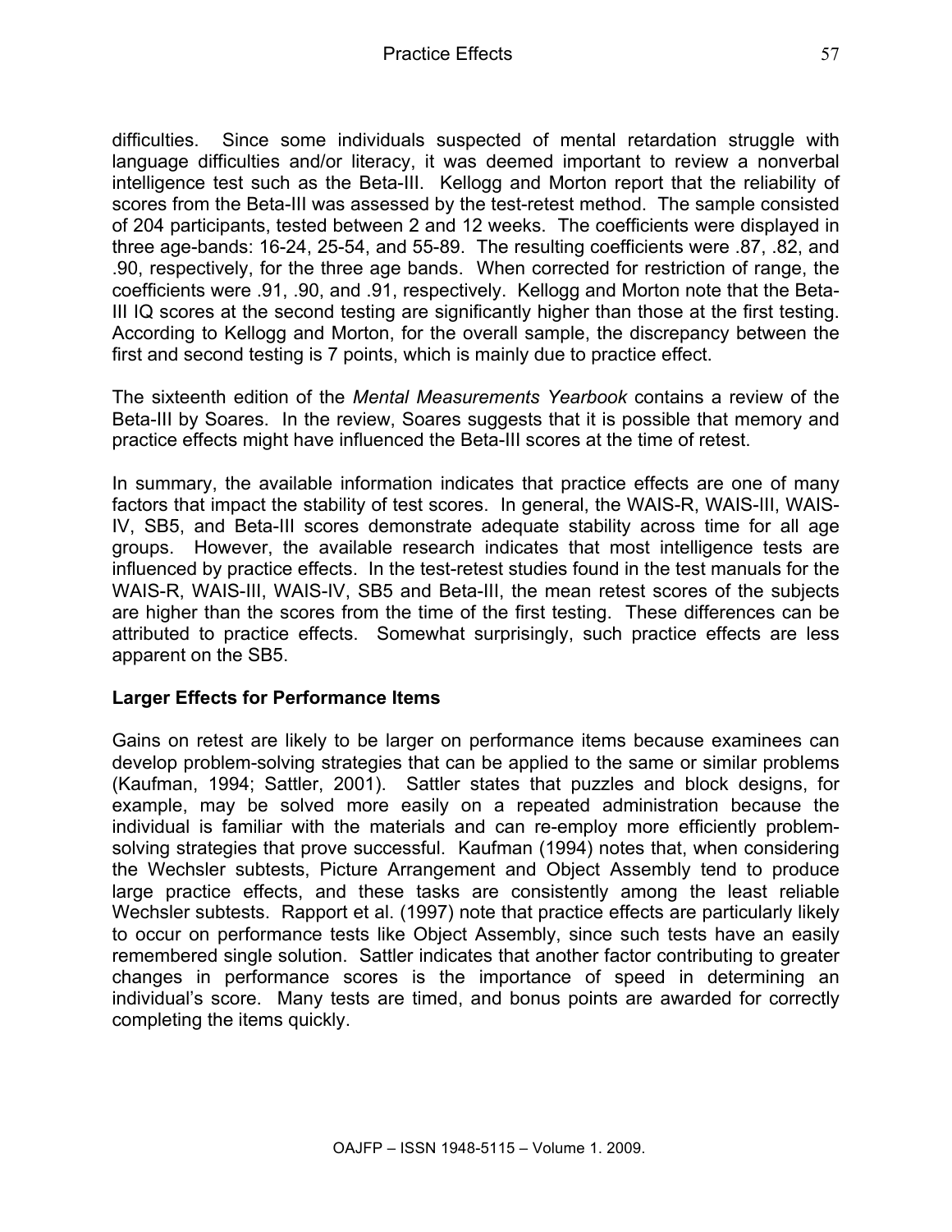difficulties. Since some individuals suspected of mental retardation struggle with language difficulties and/or literacy, it was deemed important to review a nonverbal intelligence test such as the Beta-III. Kellogg and Morton report that the reliability of scores from the Beta-III was assessed by the test-retest method. The sample consisted of 204 participants, tested between 2 and 12 weeks. The coefficients were displayed in three age-bands: 16-24, 25-54, and 55-89. The resulting coefficients were .87, .82, and .90, respectively, for the three age bands. When corrected for restriction of range, the coefficients were .91, .90, and .91, respectively. Kellogg and Morton note that the Beta-III IQ scores at the second testing are significantly higher than those at the first testing. According to Kellogg and Morton, for the overall sample, the discrepancy between the first and second testing is 7 points, which is mainly due to practice effect.

The sixteenth edition of the *Mental Measurements Yearbook* contains a review of the Beta-III by Soares. In the review, Soares suggests that it is possible that memory and practice effects might have influenced the Beta-III scores at the time of retest.

In summary, the available information indicates that practice effects are one of many factors that impact the stability of test scores. In general, the WAIS-R, WAIS-III, WAIS-IV, SB5, and Beta-III scores demonstrate adequate stability across time for all age groups. However, the available research indicates that most intelligence tests are influenced by practice effects. In the test-retest studies found in the test manuals for the WAIS-R, WAIS-III, WAIS-IV, SB5 and Beta-III, the mean retest scores of the subjects are higher than the scores from the time of the first testing. These differences can be attributed to practice effects. Somewhat surprisingly, such practice effects are less apparent on the SB5.

### Larger Effects for Performance Items

Gains on retest are likely to be larger on performance items because examinees can develop problem-solving strategies that can be applied to the same or similar problems (Kaufman, 1994; Sattler, 2001). Sattler states that puzzles and block designs, for example, may be solved more easily on a repeated administration because the individual is familiar with the materials and can re-employ more efficiently problem-solving strategies that prove successful. Kaufman (1994) notes that, when considering the Wechsler subtests, Picture Arrangement and Object Assembly tend to produce large practice effects, and these tasks are consistently among the least reliable Wechsler subtests. Rapport et al. (1997) note that practice effects are particularly likely to occur on performance tests like Object Assembly, since such tests have an easily remembered single solution. Sattler indicates that another factor contributing to greater changes in performance scores is the importance of speed in determining an individual's score. Many tests are timed, and bonus points are awarded for correctly completing the items quickly.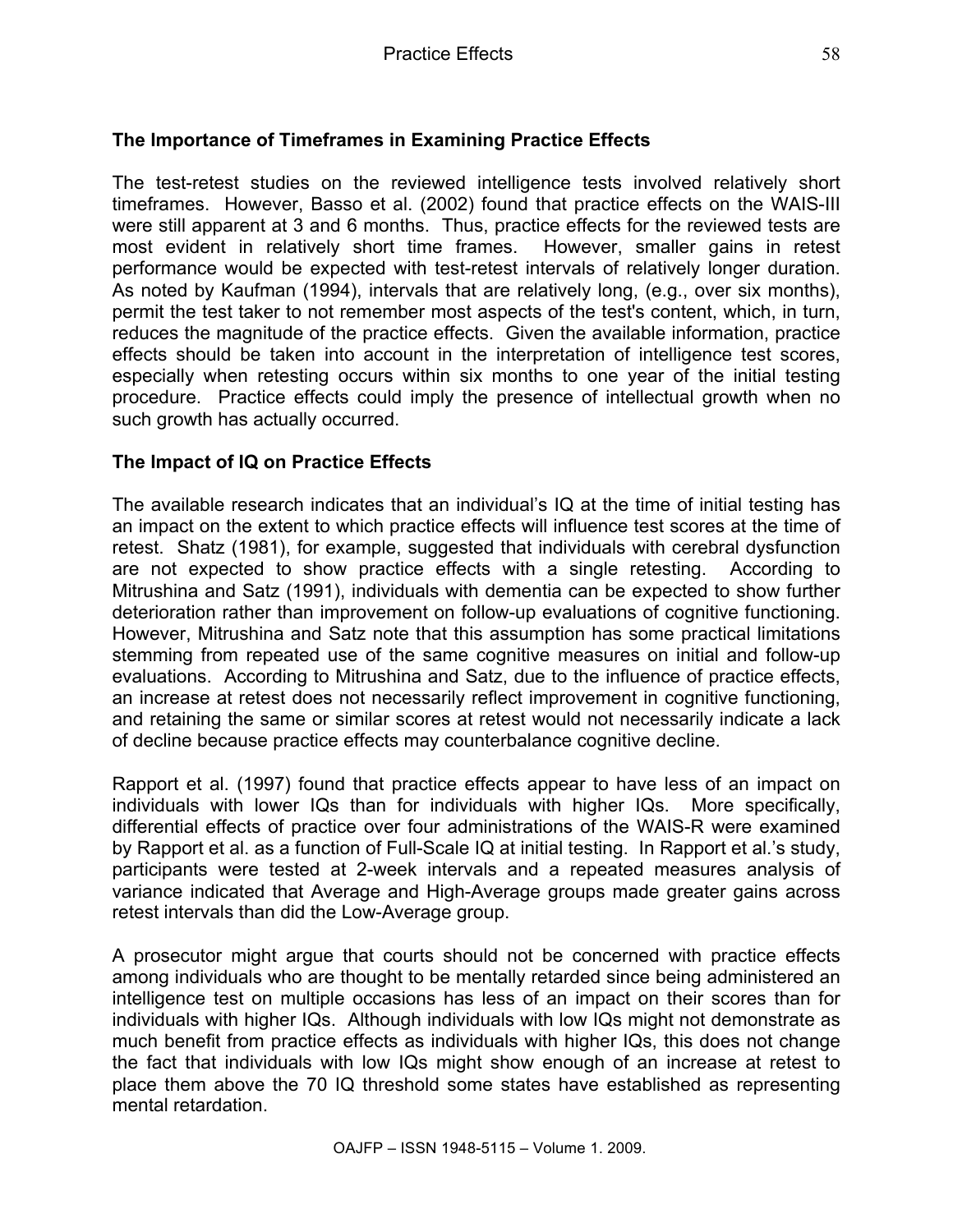## The Importance of Timeframes in Examining Practice Effects

The test-retest studies on the reviewed intelligence tests involved relatively short timeframes. However, Basso et al. (2002) found that practice effects on the WAIS-III were still apparent at 3 and 6 months. Thus, practice effects for the reviewed tests are most evident in relatively short time frames. However, smaller gains in retest performance would be expected with test-retest intervals of relatively longer duration. As noted by Kaufman (1994), intervals that are relatively long, (e.g., over six months), permit the test taker to not remember most aspects of the test's content, which, in turn, reduces the magnitude of the practice effects. Given the available information, practice effects should be taken into account in the interpretation of intelligence test scores, especially when retesting occurs within six months to one year of the initial testing procedure. Practice effects could imply the presence of intellectual growth when no such growth has actually occurred.

## The Impact of IQ on Practice Effects

The available research indicates that an individual's IQ at the time of initial testing has an impact on the extent to which practice effects will influence test scores at the time of retest. Shatz (1981), for example, suggested that individuals with cerebral dysfunction are not expected to show practice effects with a single retesting. According to Mitrushina and Satz (1991), individuals with dementia can be expected to show further deterioration rather than improvement on follow-up evaluations of cognitive functioning. However, Mitrushina and Satz note that this assumption has some practical limitations stemming from repeated use of the same cognitive measures on initial and follow-up evaluations. According to Mitrushina and Satz, due to the influence of practice effects, an increase at retest does not necessarily reflect improvement in cognitive functioning, and retaining the same or similar scores at retest would not necessarily indicate a lack of decline because practice effects may counterbalance cognitive decline.

Rapport et al. (1997) found that practice effects appear to have less of an impact on individuals with lower IQs than for individuals with higher IQs. More specifically, differential effects of practice over four administrations of the WAIS-R were examined by Rapport et al. as a function of Full-Scale IQ at initial testing. In Rapport et al.'s study, participants were tested at 2-week intervals and a repeated measures analysis of variance indicated that Average and High-Average groups made greater gains across retest intervals than did the Low-Average group.

A prosecutor might argue that courts should not be concerned with practice effects among individuals who are thought to be mentally retarded since being administered an intelligence test on multiple occasions has less of an impact on their scores than for individuals with higher IQs. Although individuals with low IQs might not demonstrate as much benefit from practice effects as individuals with higher IQs, this does not change the fact that individuals with low IQs might show enough of an increase at retest to place them above the 70 IQ threshold some states have established as representing mental retardation.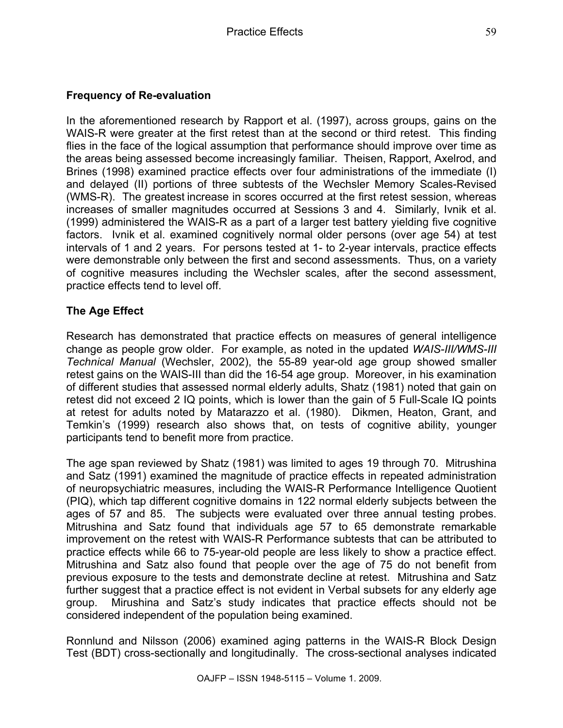## Frequency of Re-evaluation

In the aforementioned research by Rapport et al. (1997), across groups, gains on the WAIS-R were greater at the first retest than at the second or third retest. This finding flies in the face of the logical assumption that performance should improve over time as the areas being assessed become increasingly familiar. Theisen, Rapport, Axelrod, and Brines (1998) examined practice effects over four administrations of the immediate (I) and delayed (II) portions of three subtests of the Wechsler Memory Scales-Revised (WMS-R). The greatest increase in scores occurred at the first retest session, whereas increases of smaller magnitudes occurred at Sessions 3 and 4. Similarly, Ivnik et al. (1999) administered the WAIS-R as a part of a larger test battery yielding five cognitive factors. Ivnik et al. examined cognitively normal older persons (over age 54) at test intervals of 1 and 2 years. For persons tested at 1- to 2-year intervals, practice effects were demonstrable only between the first and second assessments. Thus, on a variety of cognitive measures including the Wechsler scales, after the second assessment, practice effects tend to level off.

## The Age Effect

Research has demonstrated that practice effects on measures of general intelligence change as people grow older. For example, as noted in the updated *WAIS-III/WMS-III Technical Manual* (Wechsler, 2002), the 55-89 year-old age group showed smaller retest gains on the WAIS-III than did the 16-54 age group. Moreover, in his examination of different studies that assessed normal elderly adults, Shatz (1981) noted that gain on retest did not exceed 2 IQ points, which is lower than the gain of 5 Full-Scale IQ points at retest for adults noted by Matarazzo et al. (1980). Dikmen, Heaton, Grant, and Temkin's (1999) research also shows that, on tests of cognitive ability, younger participants tend to benefit more from practice.

The age span reviewed by Shatz (1981) was limited to ages 19 through 70. Mitrushina and Satz (1991) examined the magnitude of practice effects in repeated administration of neuropsychiatric measures, including the WAIS-R Performance Intelligence Quotient (PIQ), which tap different cognitive domains in 122 normal elderly subjects between the ages of 57 and 85. The subjects were evaluated over three annual testing probes. Mitrushina and Satz found that individuals age 57 to 65 demonstrate remarkable improvement on the retest with WAIS-R Performance subtests that can be attributed to practice effects while 66 to 75-year-old people are less likely to show a practice effect. Mitrushina and Satz also found that people over the age of 75 do not benefit from previous exposure to the tests and demonstrate decline at retest. Mitrushina and Satz further suggest that a practice effect is not evident in Verbal subsets for any elderly age group. Mirushina and Satz's study indicates that practice effects should not be considered independent of the population being examined.

Ronnlund and Nilsson (2006) examined aging patterns in the WAIS-R Block Design Test (BDT) cross-sectionally and longitudinally. The cross-sectional analyses indicated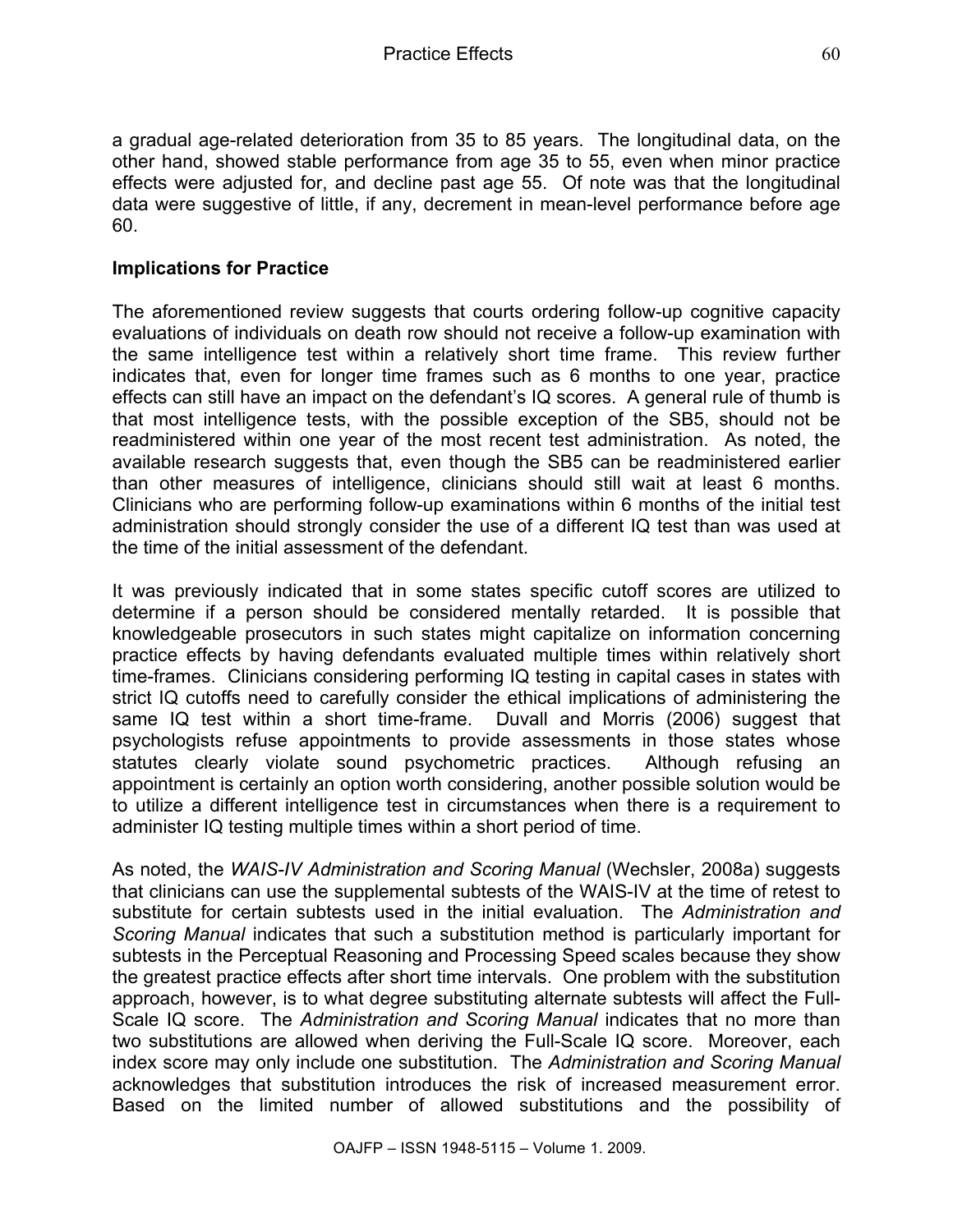a gradual age-related deterioration from 35 to 85 years. The longitudinal data, on the other hand, showed stable performance from age 35 to 55, even when minor practice effects were adjusted for, and decline past age 55. Of note was that the longitudinal data were suggestive of little, if any, decrement in mean-level performance before age 60.

**Implications for Practice**

The aforementioned review suggests that courts ordering follow-up cognitive capacity evaluations of individuals on death row should not receive a follow-up examination with the same intelligence test within a relatively short time frame. This review further indicates that, even for longer time frames such as 6 months to one year, practice effects can still have an impact on the defendant's IQ scores. A general rule of thumb is that most intelligence tests, with the possible exception of the SB5, should not be readministered within one year of the most recent test administration. As noted, the available research suggests that, even though the SB5 can be readministered earlier than other measures of intelligence, clinicians should still wait at least 6 months. Clinicians who are performing follow-up examinations within 6 months of the initial test administration should strongly consider the use of a different IQ test than was used at the time of the initial assessment of the defendant.

It was previously indicated that in some states specific cutoff scores are utilized to determine if a person should be considered mentally retarded. It is possible that knowledgeable prosecutors in such states might capitalize on information concerning practice effects by having defendants evaluated multiple times within relatively short time-frames. Clinicians considering performing IQ testing in capital cases in states with strict IQ cutoffs need to carefully consider the ethical implications of administering the same IQ test within a short time-frame. Duvall and Morris (2006) suggest that psychologists refuse appointments to provide assessments in those states whose statutes clearly violate sound psychometric practices. Although refusing an appointment is certainly an option worth considering, another possible solution would be to utilize a different intelligence test in circumstances when there is a requirement to administer IQ testing multiple times within a short period of time.

As noted, the *WAIS-IV Administration and Scoring Manual* (Wechsler, 2008a) suggests that clinicians can use the supplemental subtests of the WAIS-IV at the time of retest to substitute for certain subtests used in the initial evaluation. The *Administration and Scoring Manual* indicates that such a substitution method is particularly important for subtests in the Perceptual Reasoning and Processing Speed scales because they show the greatest practice effects after short time intervals. One problem with the substitution approach, however, is to what degree substituting alternate subtests will affect the Full-Scale IQ score. The *Administration and Scoring Manual* indicates that no more than two substitutions are allowed when deriving the Full-Scale IQ score. Moreover, each index score may only include one substitution. The *Administration and Scoring Manual* acknowledges that substitution introduces the risk of increased measurement error. Based on the limited number of allowed substitutions and the possibility of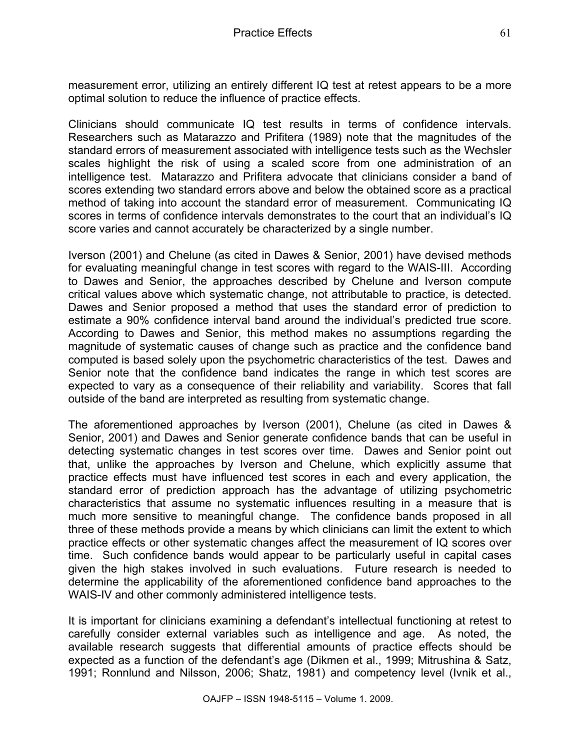measurement error, utilizing an entirely different IQ test at retest appears to be a more optimal solution to reduce the influence of practice effects.

Clinicians should communicate IQ test results in terms of confidence intervals. Researchers such as Matarazzo and Prifitera (1989) note that the magnitudes of the standard errors of measurement associated with intelligence tests such as the Wechsler scales highlight the risk of using a scaled score from one administration of an intelligence test. Matarazzo and Prifitera advocate that clinicians consider a band of scores extending two standard errors above and below the obtained score as a practical method of taking into account the standard error of measurement. Communicating IQ scores in terms of confidence intervals demonstrates to the court that an individual's IQ score varies and cannot accurately be characterized by a single number.

Iverson (2001) and Chelune (as cited in Dawes & Senior, 2001) have devised methods for evaluating meaningful change in test scores with regard to the WAIS-III. According to Dawes and Senior, the approaches described by Chelune and Iverson compute critical values above which systematic change, not attributable to practice, is detected. Dawes and Senior proposed a method that uses the standard error of prediction to estimate a 90% confidence interval band around the individual's predicted true score. According to Dawes and Senior, this method makes no assumptions regarding the magnitude of systematic causes of change such as practice and the confidence band computed is based solely upon the psychometric characteristics of the test. Dawes and Senior note that the confidence band indicates the range in which test scores are expected to vary as a consequence of their reliability and variability. Scores that fall outside of the band are interpreted as resulting from systematic change.

The aforementioned approaches by Iverson (2001), Chelune (as cited in Dawes & Senior, 2001) and Dawes and Senior generate confidence bands that can be useful in detecting systematic changes in test scores over time. Dawes and Senior point out that, unlike the approaches by Iverson and Chelune, which explicitly assume that practice effects must have influenced test scores in each and every application, the standard error of prediction approach has the advantage of utilizing psychometric characteristics that assume no systematic influences resulting in a measure that is much more sensitive to meaningful change. The confidence bands proposed in all three of these methods provide a means by which clinicians can limit the extent to which practice effects or other systematic changes affect the measurement of IQ scores over time. Such confidence bands would appear to be particularly useful in capital cases given the high stakes involved in such evaluations. Future research is needed to determine the applicability of the aforementioned confidence band approaches to the WAIS-IV and other commonly administered intelligence tests.

It is important for clinicians examining a defendant's intellectual functioning at retest to carefully consider external variables such as intelligence and age. As noted, the available research suggests that differential amounts of practice effects should be expected as a function of the defendant's age (Dikmen et al., 1999; Mitrushina & Satz, 1991; Ronnlund and Nilsson, 2006; Shatz, 1981) and competency level (Ivnik et al.,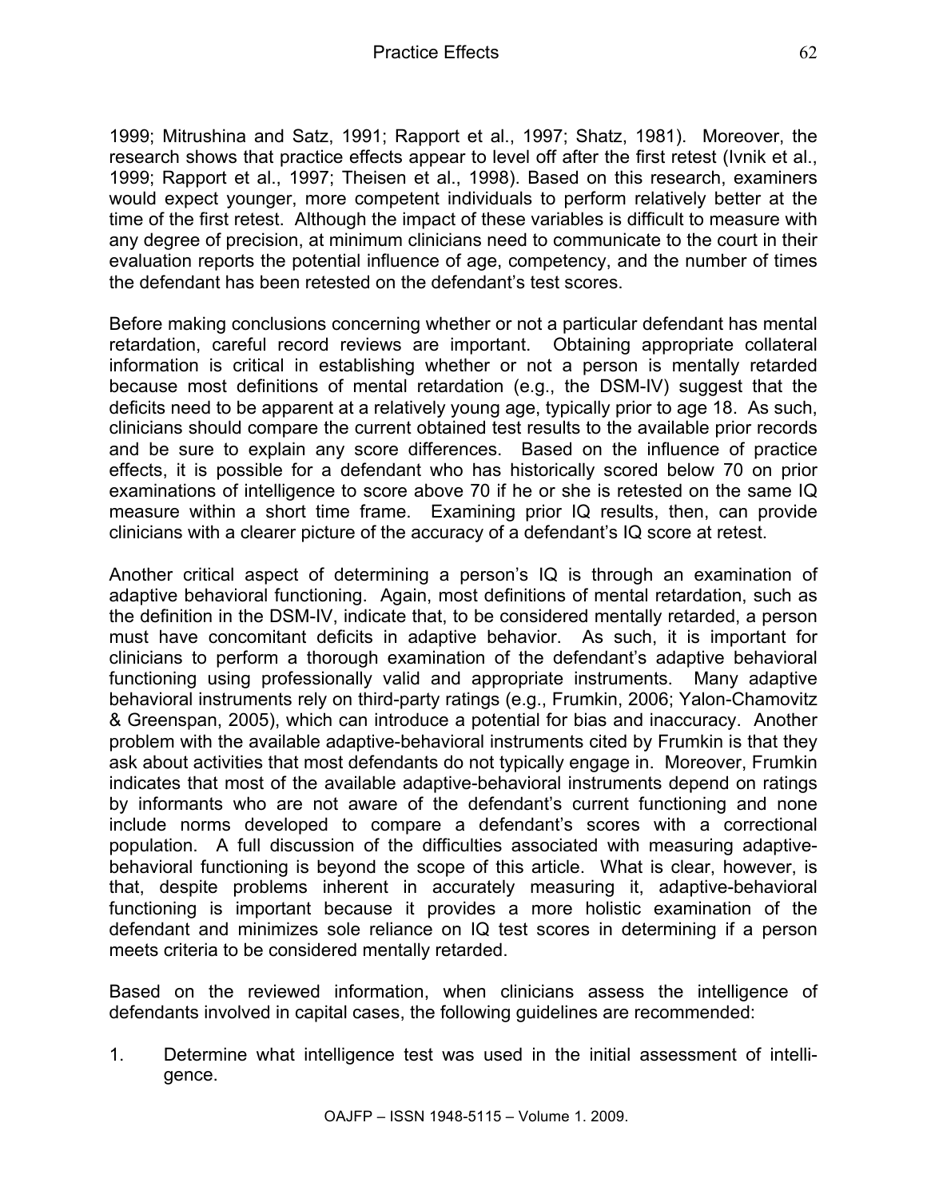1999; Mitrushina and Satz, 1991; Rapport et al., 1997; Shatz, 1981). Moreover, the research shows that practice effects appear to level off after the first retest (Ivnik et al., 1999; Rapport et al., 1997; Theisen et al., 1998). Based on this research, examiners would expect younger, more competent individuals to perform relatively better at the time of the first retest. Although the impact of these variables is difficult to measure with any degree of precision, at minimum clinicians need to communicate to the court in their evaluation reports the potential influence of age, competency, and the number of times the defendant has been retested on the defendant's test scores.

Before making conclusions concerning whether or not a particular defendant has mental retardation, careful record reviews are important. Obtaining appropriate collateral information is critical in establishing whether or not a person is mentally retarded because most definitions of mental retardation (e.g., the DSM-IV) suggest that the deficits need to be apparent at a relatively young age, typically prior to age 18. As such, clinicians should compare the current obtained test results to the available prior records and be sure to explain any score differences. Based on the influence of practice effects, it is possible for a defendant who has historically scored below 70 on prior examinations of intelligence to score above 70 if he or she is retested on the same IQ measure within a short time frame. Examining prior IQ results, then, can provide clinicians with a clearer picture of the accuracy of a defendant's IQ score at retest.

Another critical aspect of determining a person's IQ is through an examination of adaptive behavioral functioning. Again, most definitions of mental retardation, such as the definition in the DSM-IV, indicate that, to be considered mentally retarded, a person must have concomitant deficits in adaptive behavior. As such, it is important for clinicians to perform a thorough examination of the defendant's adaptive behavioral functioning using professionally valid and appropriate instruments. Many adaptive behavioral instruments rely on third-party ratings (e.g., Frumkin, 2006; Yalon-Chamovitz & Greenspan, 2005), which can introduce a potential for bias and inaccuracy. Another problem with the available adaptive-behavioral instruments cited by Frumkin is that they ask about activities that most defendants do not typically engage in. Moreover, Frumkin indicates that most of the available adaptive-behavioral instruments depend on ratings by informants who are not aware of the defendant's current functioning and none include norms developed to compare a defendant's scores with a correctional population. A full discussion of the difficulties associated with measuring adaptive-behavioral functioning is beyond the scope of this article. What is clear, however, is that, despite problems inherent in accurately measuring it, adaptive-behavioral functioning is important because it provides a more holistic examination of the defendant and minimizes sole reliance on IQ test scores in determining if a person meets criteria to be considered mentally retarded.

Based on the reviewed information, when clinicians assess the intelligence of defendants involved in capital cases, the following guidelines are recommended:

1. Determine what intelligence test was used in the initial assessment of intelligence.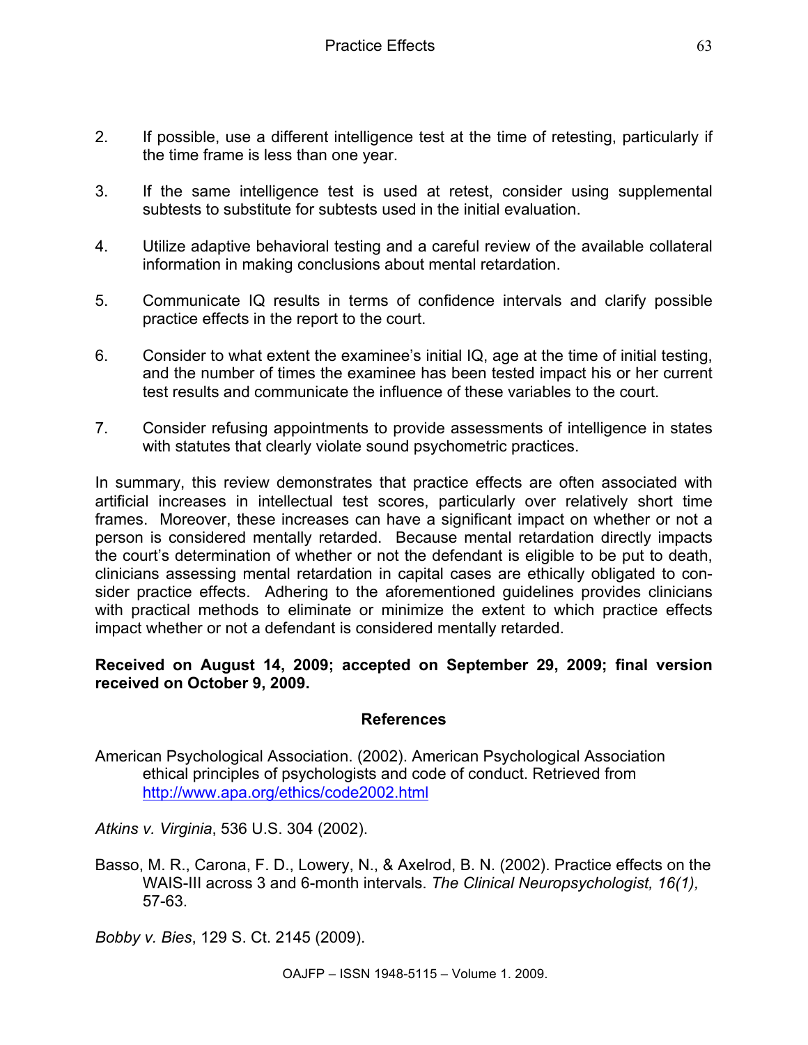2. If possible, use a different intelligence test at the time of retesting, particularly if the time frame is less than one year.

3. If the same intelligence test is used at retest, consider using supplemental subtests to substitute for subtests used in the initial evaluation.

4. Utilize adaptive behavioral testing and a careful review of the available collateral information in making conclusions about mental retardation.

5. Communicate IQ results in terms of confidence intervals and clarify possible practice effects in the report to the court.

6. Consider to what extent the examinee's initial IQ, age at the time of initial testing, and the number of times the examinee has been tested impact his or her current test results and communicate the influence of these variables to the court.

7. Consider refusing appointments to provide assessments of intelligence in states with statutes that clearly violate sound psychometric practices.

In summary, this review demonstrates that practice effects are often associated with artificial increases in intellectual test scores, particularly over relatively short time frames. Moreover, these increases can have a significant impact on whether or not a person is considered mentally retarded. Because mental retardation directly impacts the court's determination of whether or not the defendant is eligible to be put to death, clinicians assessing mental retardation in capital cases are ethically obligated to consider practice effects. Adhering to the aforementioned guidelines provides clinicians with practical methods to eliminate or minimize the extent to which practice effects impact whether or not a defendant is considered mentally retarded.

**Received on August 14, 2009; accepted on September 29, 2009; final version received on October 9, 2009.**

## References

American Psychological Association. (2002). American Psychological Association ethical principles of psychologists and code of conduct. Retrieved from http://www.apa.org/ethics/code2002.html

*Atkins v. Virginia*, 536 U.S. 304 (2002).

Basso, M. R., Carona, F. D., Lowery, N., & Axelrod, B. N. (2002). Practice effects on the WAIS-III across 3 and 6-month intervals. *The Clinical Neuropsychologist, 16(1),* 57-63.

*Bobby v. Bies*, 129 S. Ct. 2145 (2009).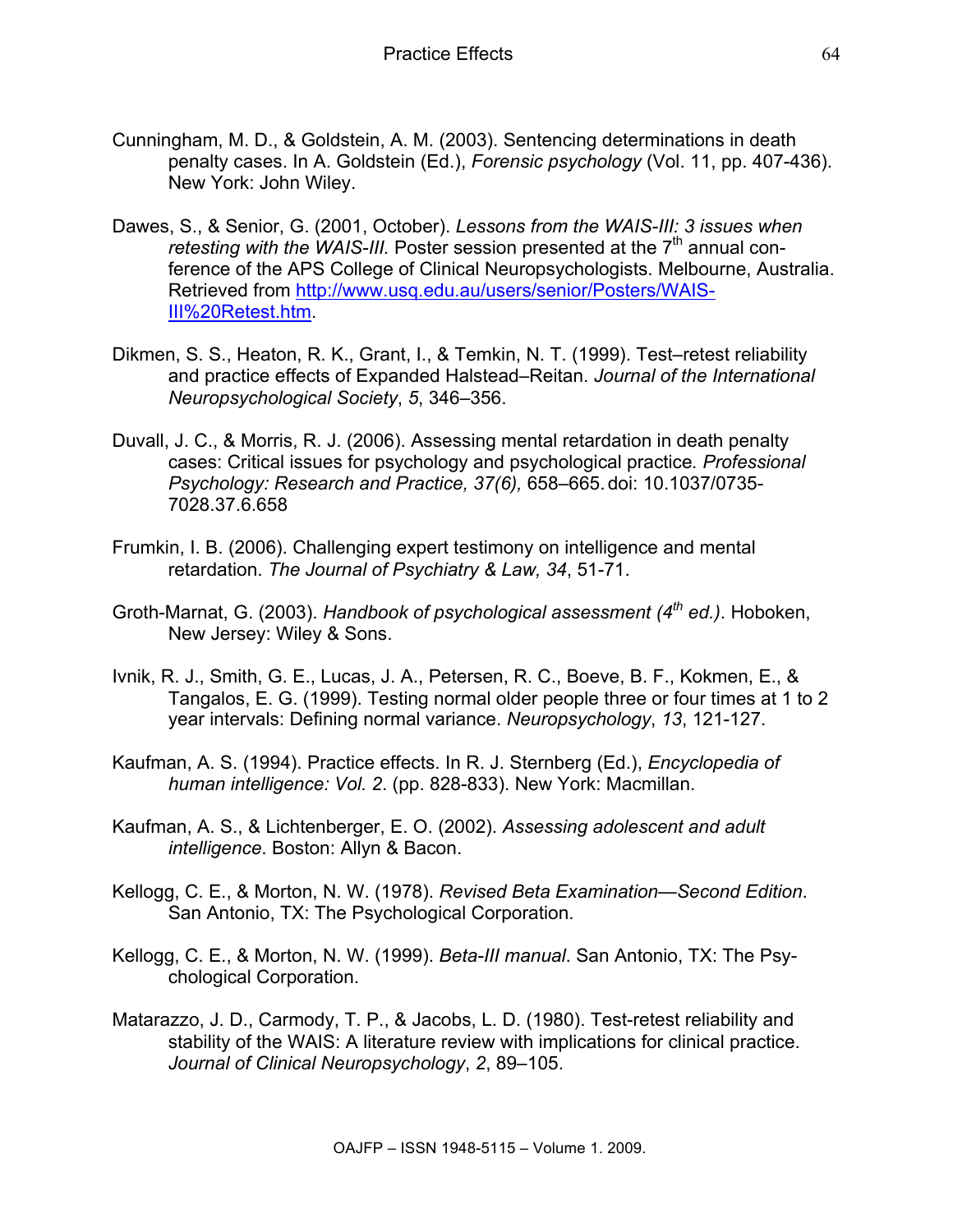Cunningham, M. D., & Goldstein, A. M. (2003). Sentencing determinations in death penalty cases. In A. Goldstein (Ed.), *Forensic psychology* (Vol. 11, pp. 407-436). New York: John Wiley.

Dawes, S., & Senior, G. (2001, October). *Lessons from the WAIS-III: 3 issues when retesting with the WAIS-III.* Poster session presented at the 7th annual conference of the APS College of Clinical Neuropsychologists. Melbourne, Australia. Retrieved from [http://www.usq.edu.au/users/senior/Posters/WAIS-III%20Retest.htm](http://www.usq.edu.au/users/senior/Posters/WAIS-III%20Retest.htm).

Dikmen, S. S., Heaton, R. K., Grant, I., & Temkin, N. T. (1999). Test–retest reliability and practice effects of Expanded Halstead–Reitan. *Journal of the International Neuropsychological Society*, *5*, 346–356.

Duvall, J. C., & Morris, R. J. (2006). Assessing mental retardation in death penalty cases: Critical issues for psychology and psychological practice*. Professional Psychology: Research and Practice, 37(6),* 658–665. doi: 10.1037/0735-7028.37.6.658

Frumkin, I. B. (2006). Challenging expert testimony on intelligence and mental retardation. *The Journal of Psychiatry & Law, 34*, 51-71.

Groth-Marnat, G. (2003). *Handbook of psychological assessment (4th ed.)*. Hoboken, New Jersey: Wiley & Sons.

Ivnik, R. J., Smith, G. E., Lucas, J. A., Petersen, R. C., Boeve, B. F., Kokmen, E., & Tangalos, E. G. (1999). Testing normal older people three or four times at 1 to 2 year intervals: Defining normal variance. *Neuropsychology*, *13*, 121-127.

Kaufman, A. S. (1994). Practice effects. In R. J. Sternberg (Ed.), *Encyclopedia of human intelligence: Vol. 2*. (pp. 828-833). New York: Macmillan.

Kaufman, A. S., & Lichtenberger, E. O. (2002). *Assessing adolescent and adult intelligence*. Boston: Allyn & Bacon.

Kellogg, C. E., & Morton, N. W. (1978). *Revised Beta Examination—Second Edition*. San Antonio, TX: The Psychological Corporation.

Kellogg, C. E., & Morton, N. W. (1999). *Beta-III manual*. San Antonio, TX: The Psychological Corporation.

Matarazzo, J. D., Carmody, T. P., & Jacobs, L. D. (1980). Test-retest reliability and stability of the WAIS: A literature review with implications for clinical practice. *Journal of Clinical Neuropsychology*, *2*, 89–105.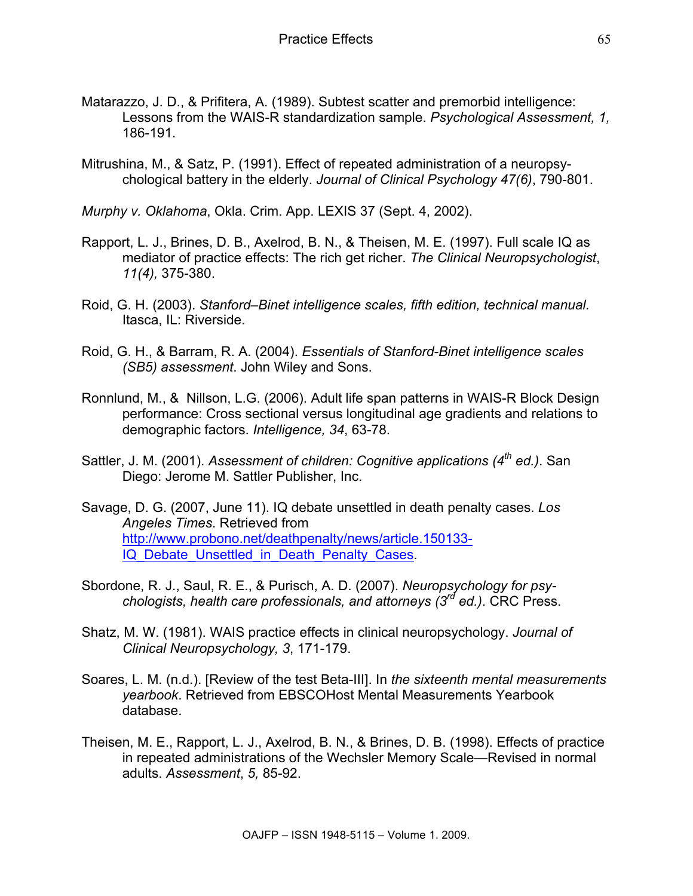Matarazzo, J. D., & Prifitera, A. (1989). Subtest scatter and premorbid intelligence: Lessons from the WAIS-R standardization sample. *Psychological Assessment, 1,* 186-191.

Mitrushina, M., & Satz, P. (1991). Effect of repeated administration of a neuropsychological battery in the elderly. *Journal of Clinical Psychology 47(6)*, 790-801.

*Murphy v. Oklahoma*, Okla. Crim. App. LEXIS 37 (Sept. 4, 2002).

Rapport, L. J., Brines, D. B., Axelrod, B. N., & Theisen, M. E. (1997). Full scale IQ as mediator of practice effects: The rich get richer. *The Clinical Neuropsychologist*, *11(4),* 375-380.

Roid, G. H. (2003). *Stanford–Binet intelligence scales, fifth edition, technical manual.* Itasca, IL: Riverside.

Roid, G. H., & Barram, R. A. (2004). *Essentials of Stanford-Binet intelligence scales (SB5) assessment*. John Wiley and Sons.

Ronnlund, M., & Nillson, L.G. (2006). Adult life span patterns in WAIS-R Block Design performance: Cross sectional versus longitudinal age gradients and relations to demographic factors. *Intelligence, 34*, 63-78.

Sattler, J. M. (2001). *Assessment of children: Cognitive applications (4th ed.)*. San Diego: Jerome M. Sattler Publisher, Inc.

Savage, D. G. (2007, June 11). IQ debate unsettled in death penalty cases. *Los Angeles Times*. Retrieved from http://www.probono.net/deathpenalty/news/article.150133-IQ_Debate_Unsettled_in_Death_Penalty_Cases.

Sbordone, R. J., Saul, R. E., & Purisch, A. D. (2007). *Neuropsychology for psychologists, health care professionals, and attorneys (3rd ed.)*. CRC Press.

Shatz, M. W. (1981). WAIS practice effects in clinical neuropsychology. *Journal of Clinical Neuropsychology, 3*, 171-179.

Soares, L. M. (n.d.). [Review of the test Beta-III]. In *the sixteenth mental measurements yearbook*. Retrieved from EBSCOHost Mental Measurements Yearbook database.

Theisen, M. E., Rapport, L. J., Axelrod, B. N., & Brines, D. B. (1998). Effects of practice in repeated administrations of the Wechsler Memory Scale—Revised in normal adults. *Assessment*, *5,* 85-92.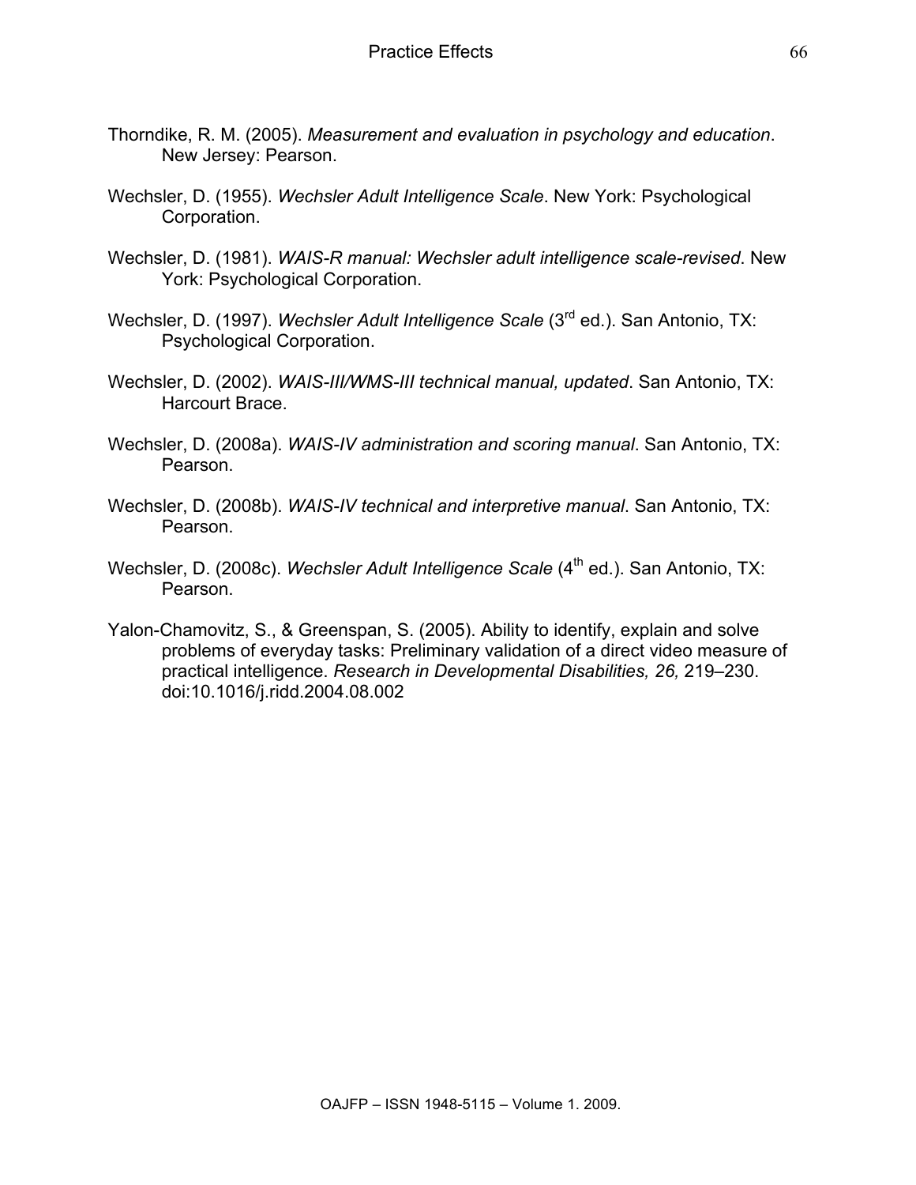Thorndike, R. M. (2005). *Measurement and evaluation in psychology and education*. New Jersey: Pearson.

Wechsler, D. (1955). *Wechsler Adult Intelligence Scale*. New York: Psychological Corporation.

Wechsler, D. (1981). *WAIS-R manual: Wechsler adult intelligence scale-revised*. New York: Psychological Corporation.

Wechsler, D. (1997). *Wechsler Adult Intelligence Scale* (3rd ed.). San Antonio, TX: Psychological Corporation.

Wechsler, D. (2002). *WAIS-III/WMS-III technical manual, updated*. San Antonio, TX: Harcourt Brace.

Wechsler, D. (2008a). *WAIS-IV administration and scoring manual*. San Antonio, TX: Pearson.

Wechsler, D. (2008b). *WAIS-IV technical and interpretive manual*. San Antonio, TX: Pearson.

Wechsler, D. (2008c). *Wechsler Adult Intelligence Scale* (4th ed.). San Antonio, TX: Pearson.

Yalon-Chamovitz, S., & Greenspan, S. (2005). Ability to identify, explain and solve problems of everyday tasks: Preliminary validation of a direct video measure of practical intelligence. *Research in Developmental Disabilities, 26,* 219–230. doi:10.1016/j.ridd.2004.08.002